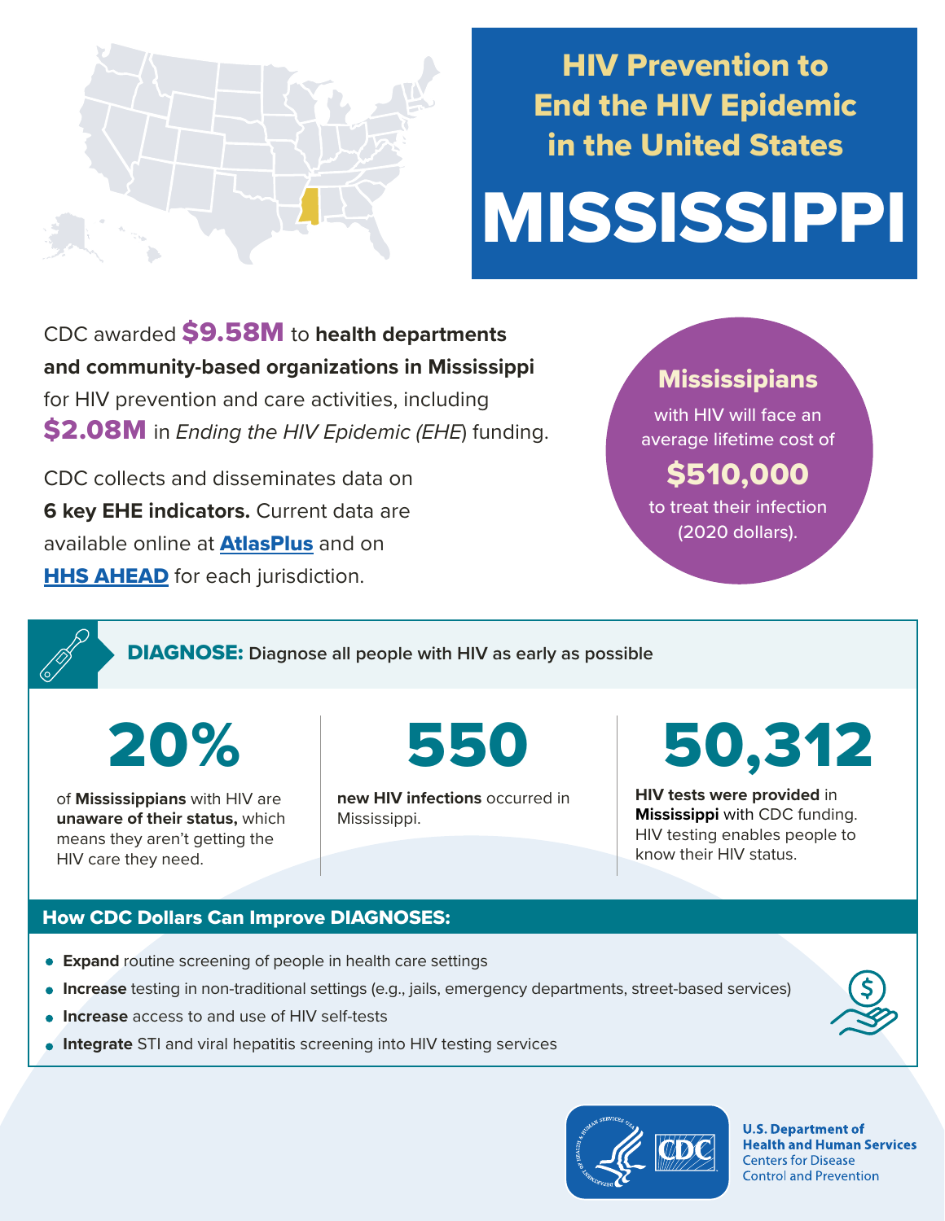# HIV Prevention to End the HIV Epidemic in the United States

# MISSISSIPPI

CDC awarded **$9.58M** to **health departments and community-based organizations in Mississippi** for HIV prevention and care activities, including **$2.08M** in *Ending the HIV Epidemic (EHE)* funding.

CDC collects and disseminates data on **6 key EHE indicators.** Current data are available online at **AtlasPlus** and on **HHS AHEAD** for each jurisdiction.

**Mississippians** with HIV will face an average lifetime cost of **$510,000** to treat their infection (2020 dollars).

## DIAGNOSE: Diagnose all people with HIV as early as possible

**20%** of **Mississippians** with HIV are **unaware of their status,** which means they aren't getting the HIV care they need.

**550** **new HIV infections** occurred in Mississippi.

**50,312** **HIV tests were provided** in **Mississippi** with CDC funding. HIV testing enables people to know their HIV status.

### How CDC Dollars Can Improve DIAGNOSES:

- **Expand** routine screening of people in health care settings
- **Increase** testing in non-traditional settings (e.g., jails, emergency departments, street-based services)
- **Increase** access to and use of HIV self-tests
- **Integrate** STI and viral hepatitis screening into HIV testing services

U.S. Department of Health and Human Services
Centers for Disease Control and Prevention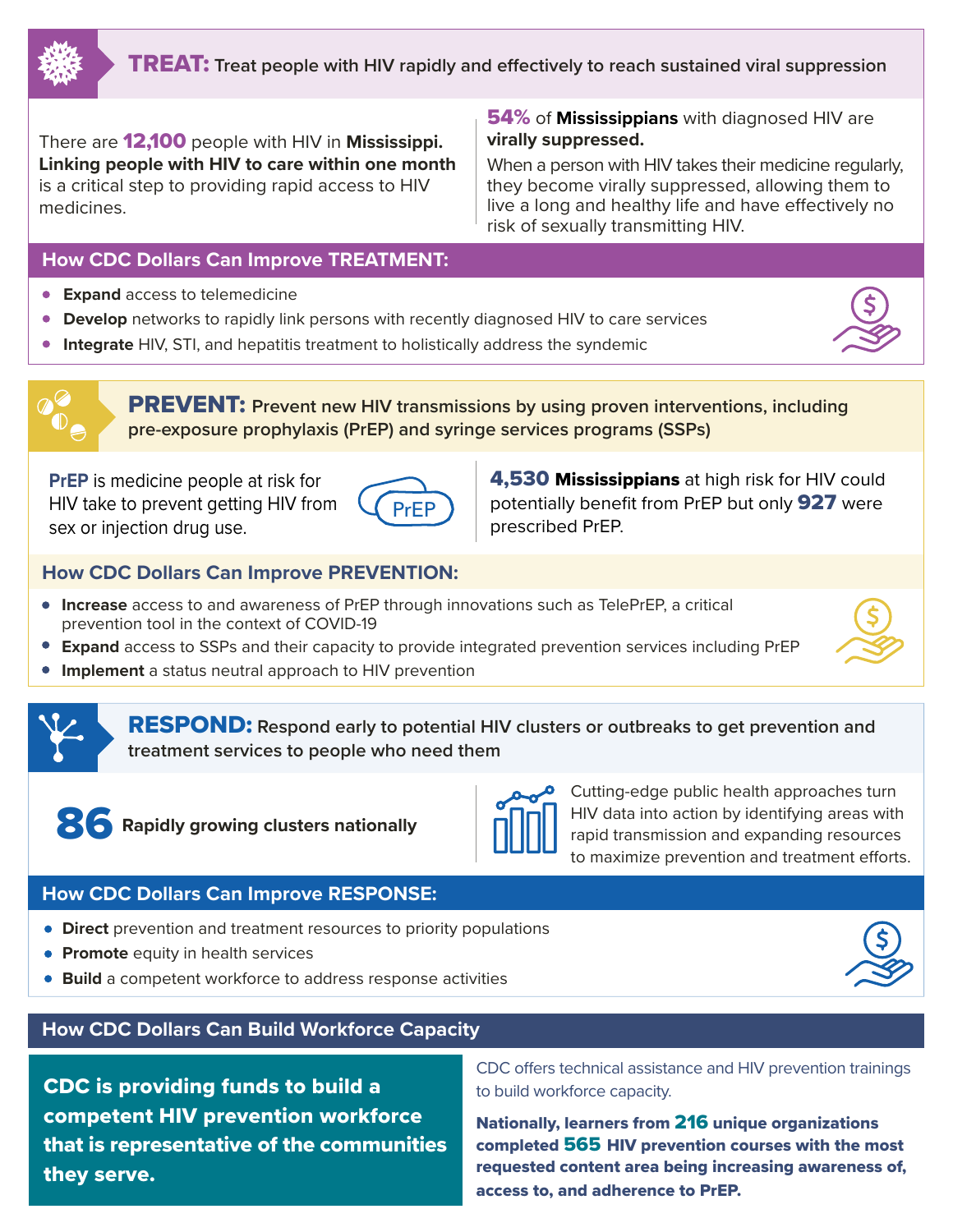## TREAT: Treat people with HIV rapidly and effectively to reach sustained viral suppression

There are **12,100** people with HIV in **Mississippi. Linking people with HIV to care within one month** is a critical step to providing rapid access to HIV medicines.

**54%** of **Mississippians** with diagnosed HIV are **virally suppressed.**

When a person with HIV takes their medicine regularly, they become virally suppressed, allowing them to live a long and healthy life and have effectively no risk of sexually transmitting HIV.

### How CDC Dollars Can Improve TREATMENT:

- **Expand** access to telemedicine
- **Develop** networks to rapidly link persons with recently diagnosed HIV to care services
- **Integrate** HIV, STI, and hepatitis treatment to holistically address the syndemic

## PREVENT: Prevent new HIV transmissions by using proven interventions, including pre-exposure prophylaxis (PrEP) and syringe services programs (SSPs)

**PrEP** is medicine people at risk for HIV take to prevent getting HIV from sex or injection drug use.

PrEP

**4,530 Mississippians** at high risk for HIV could potentially benefit from PrEP but only **927** were prescribed PrEP.

### How CDC Dollars Can Improve PREVENTION:

- **Increase** access to and awareness of PrEP through innovations such as TelePrEP, a critical prevention tool in the context of COVID-19
- **Expand** access to SSPs and their capacity to provide integrated prevention services including PrEP
- **Implement** a status neutral approach to HIV prevention

## RESPOND: Respond early to potential HIV clusters or outbreaks to get prevention and treatment services to people who need them

**86** **Rapidly growing clusters nationally**

Cutting-edge public health approaches turn HIV data into action by identifying areas with rapid transmission and expanding resources to maximize prevention and treatment efforts.

### How CDC Dollars Can Improve RESPONSE:

- **Direct** prevention and treatment resources to priority populations
- **Promote** equity in health services
- **Build** a competent workforce to address response activities

### How CDC Dollars Can Build Workforce Capacity

**CDC is providing funds to build a competent HIV prevention workforce that is representative of the communities they serve.**

CDC offers technical assistance and HIV prevention trainings to build workforce capacity.

**Nationally, learners from 216 unique organizations completed 565 HIV prevention courses with the most requested content area being increasing awareness of, access to, and adherence to PrEP.**